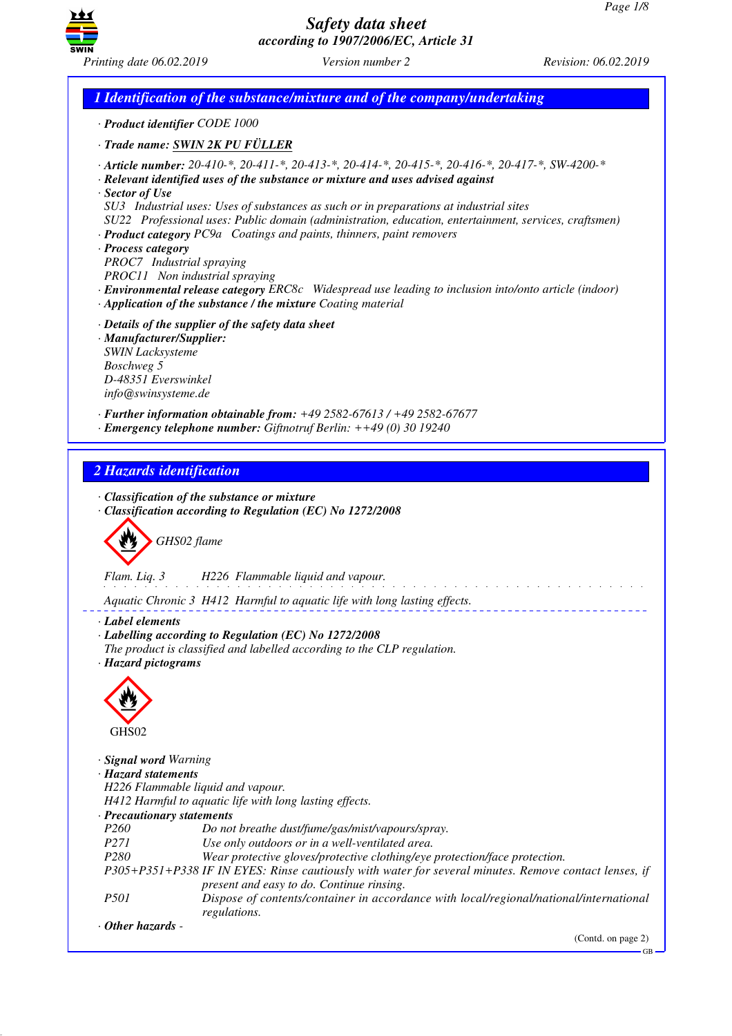# Safety data sheet
## according to 1907/2006/EC, Article 31

Printing date 06.02.2019 | Version number 2 | Revision: 06.02.2019

## 1 Identification of the substance/mixture and of the company/undertaking

· **Product identifier** CODE 1000

· **Trade name: SWIN 2K PU FÜLLER**

· **Article number:** 20-410-*, 20-411-*, 20-413-*, 20-414-*, 20-415-*, 20-416-*, 20-417-*, SW-4200-*
· **Relevant identified uses of the substance or mixture and uses advised against**
· **Sector of Use**
SU3 Industrial uses: Uses of substances as such or in preparations at industrial sites
SU22 Professional uses: Public domain (administration, education, entertainment, services, craftsmen)
· **Product category** PC9a Coatings and paints, thinners, paint removers
· **Process category**
PROC7 Industrial spraying
PROC11 Non industrial spraying
· **Environmental release category** ERC8c Widespread use leading to inclusion into/onto article (indoor)
· **Application of the substance / the mixture** Coating material

· **Details of the supplier of the safety data sheet**
· **Manufacturer/Supplier:**
SWIN Lacksysteme
Boschweg 5
D-48351 Everswinkel
info@swinsysteme.de

· **Further information obtainable from:** +49 2582-67613 / +49 2582-67677
· **Emergency telephone number:** Giftnotruf Berlin: ++49 (0) 30 19240

## 2 Hazards identification

· **Classification of the substance or mixture**
· **Classification according to Regulation (EC) No 1272/2008**

GHS02 flame

Flam. Liq. 3 H226 Flammable liquid and vapour.

Aquatic Chronic 3 H412 Harmful to aquatic life with long lasting effects.

· **Label elements**
· **Labelling according to Regulation (EC) No 1272/2008**
The product is classified and labelled according to the CLP regulation.
· **Hazard pictograms**

GHS02

· **Signal word** Warning
· **Hazard statements**
H226 Flammable liquid and vapour.
H412 Harmful to aquatic life with long lasting effects.
· **Precautionary statements**

| | |
|---|---|
| P260 | Do not breathe dust/fume/gas/mist/vapours/spray. |
| P271 | Use only outdoors or in a well-ventilated area. |
| P280 | Wear protective gloves/protective clothing/eye protection/face protection. |
| P305+P351+P338 | IF IN EYES: Rinse cautiously with water for several minutes. Remove contact lenses, if present and easy to do. Continue rinsing. |
| P501 | Dispose of contents/container in accordance with local/regional/national/international regulations. |

· **Other hazards** -

(Contd. on page 2)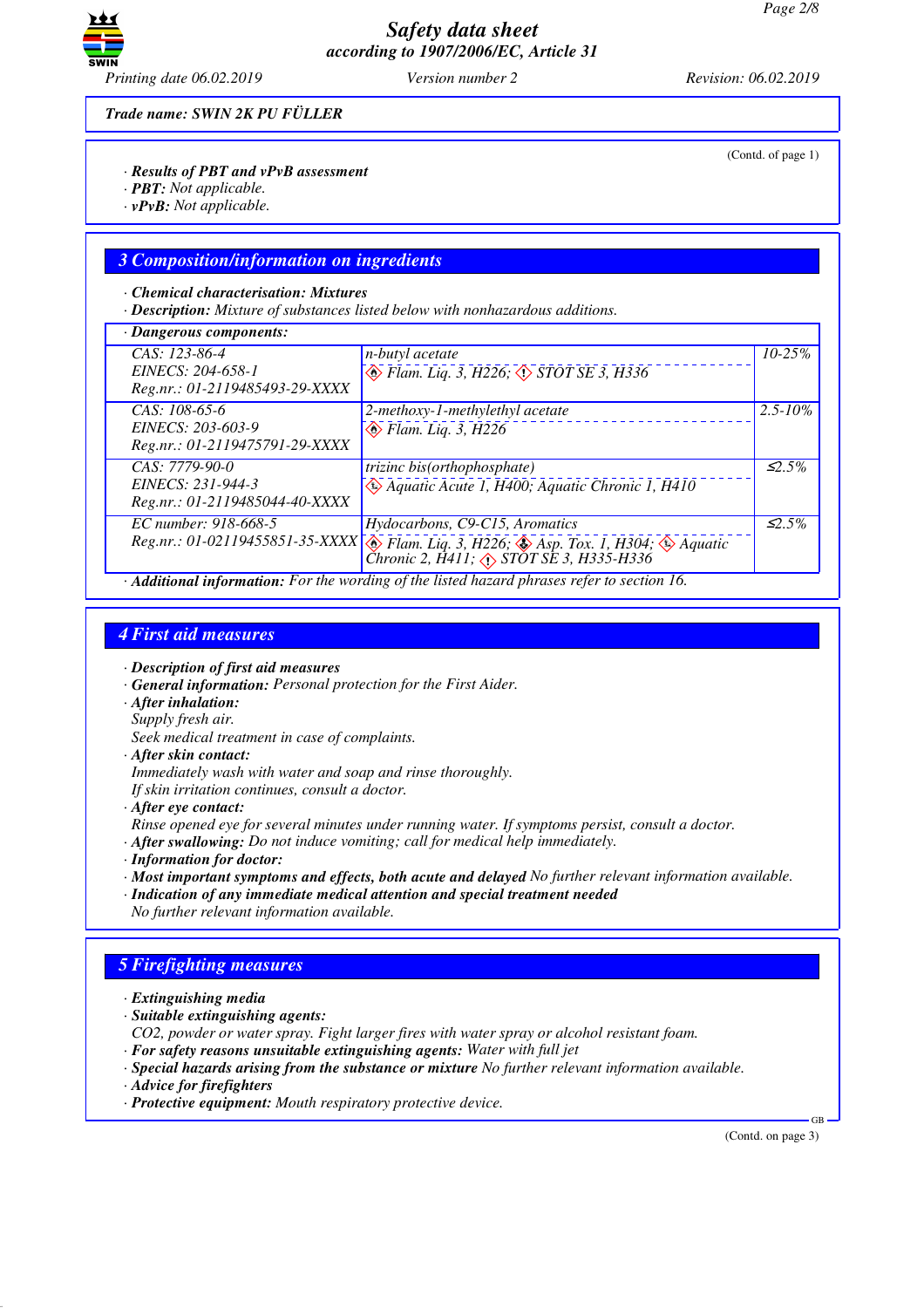**Trade name: SWIN 2K PU FÜLLER**

(Contd. of page 1)

· **Results of PBT and vPvB assessment**
· **PBT:** Not applicable.
· **vPvB:** Not applicable.

## 3 Composition/information on ingredients

· **Chemical characterisation: Mixtures**
· **Description:** Mixture of substances listed below with nonhazardous additions.

· **Dangerous components:**

| | | |
|---|---|---|
| CAS: 123-86-4<br>EINECS: 204-658-1<br>Reg.nr.: 01-2119485493-29-XXXX | n-butyl acetate<br>Flam. Liq. 3, H226; STOT SE 3, H336 | 10-25% |
| CAS: 108-65-6<br>EINECS: 203-603-9<br>Reg.nr.: 01-2119475791-29-XXXX | 2-methoxy-1-methylethyl acetate<br>Flam. Liq. 3, H226 | 2.5-10% |
| CAS: 7779-90-0<br>EINECS: 231-944-3<br>Reg.nr.: 01-2119485044-40-XXXX | trizinc bis(orthophosphate)<br>Aquatic Acute 1, H400; Aquatic Chronic 1, H410 | ≤2.5% |
| EC number: 918-668-5<br>Reg.nr.: 01-02119455851-35-XXXX | Hydocarbons, C9-C15, Aromatics<br>Flam. Liq. 3, H226; Asp. Tox. 1, H304; Aquatic Chronic 2, H411; STOT SE 3, H335-H336 | ≤2.5% |

· **Additional information:** For the wording of the listed hazard phrases refer to section 16.

## 4 First aid measures

· **Description of first aid measures**
· **General information:** Personal protection for the First Aider.
· **After inhalation:**
Supply fresh air.
Seek medical treatment in case of complaints.
· **After skin contact:**
Immediately wash with water and soap and rinse thoroughly.
If skin irritation continues, consult a doctor.
· **After eye contact:**
Rinse opened eye for several minutes under running water. If symptoms persist, consult a doctor.
· **After swallowing:** Do not induce vomiting; call for medical help immediately.
· **Information for doctor:**
· **Most important symptoms and effects, both acute and delayed** No further relevant information available.
· **Indication of any immediate medical attention and special treatment needed**
No further relevant information available.

## 5 Firefighting measures

· **Extinguishing media**
· **Suitable extinguishing agents:**
CO2, powder or water spray. Fight larger fires with water spray or alcohol resistant foam.
· **For safety reasons unsuitable extinguishing agents:** Water with full jet
· **Special hazards arising from the substance or mixture** No further relevant information available.
· **Advice for firefighters**
· **Protective equipment:** Mouth respiratory protective device.

(Contd. on page 3)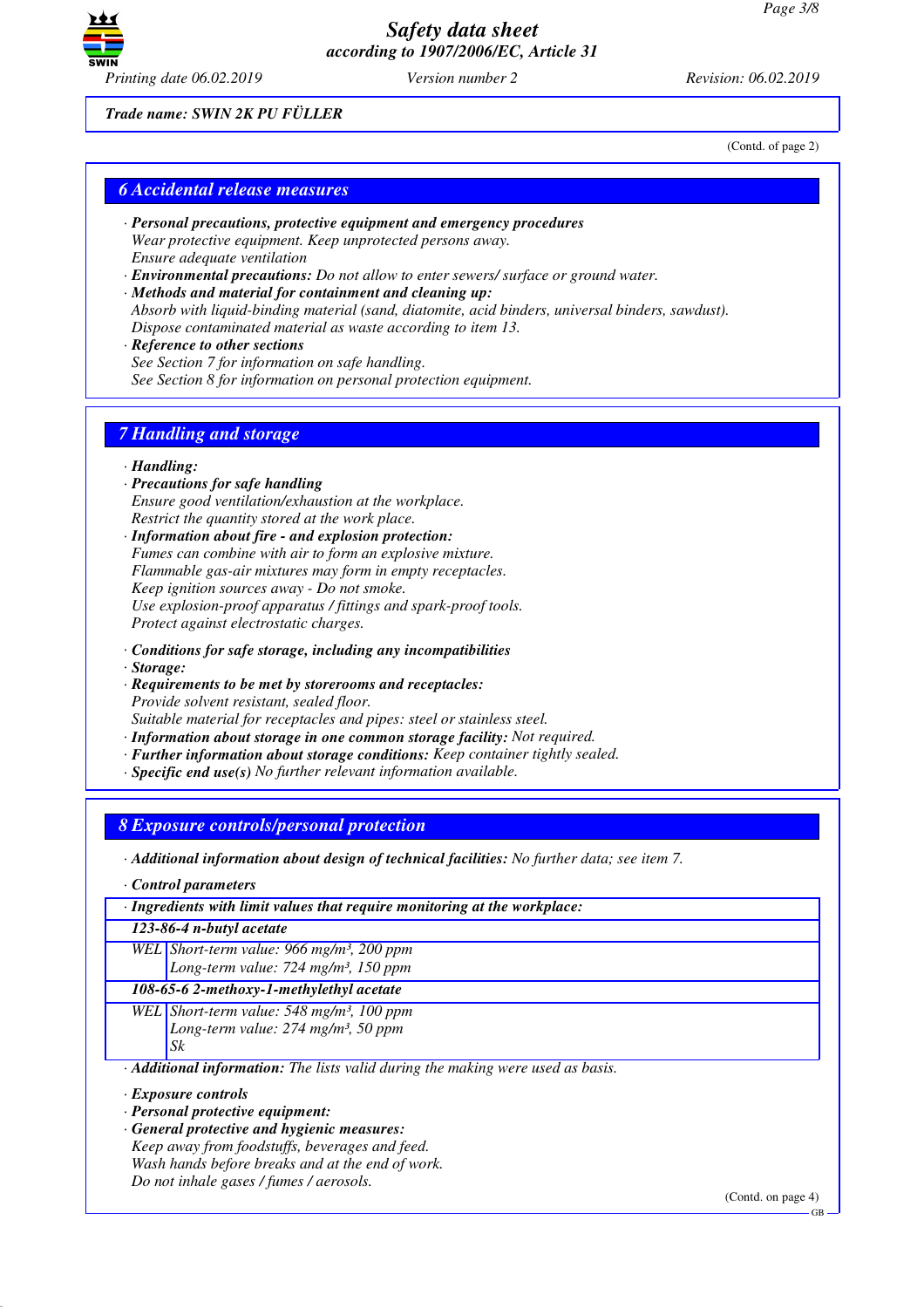Trade name: SWIN 2K PU FÜLLER

(Contd. of page 2)

## 6 Accidental release measures

- **Personal precautions, protective equipment and emergency procedures**
  Wear protective equipment. Keep unprotected persons away.
  Ensure adequate ventilation
- **Environmental precautions:** Do not allow to enter sewers/ surface or ground water.
- **Methods and material for containment and cleaning up:**
  Absorb with liquid-binding material (sand, diatomite, acid binders, universal binders, sawdust).
  Dispose contaminated material as waste according to item 13.
- **Reference to other sections**
  See Section 7 for information on safe handling.
  See Section 8 for information on personal protection equipment.

## 7 Handling and storage

- **Handling:**
- **Precautions for safe handling**
  Ensure good ventilation/exhaustion at the workplace.
  Restrict the quantity stored at the work place.
- **Information about fire - and explosion protection:**
  Fumes can combine with air to form an explosive mixture.
  Flammable gas-air mixtures may form in empty receptacles.
  Keep ignition sources away - Do not smoke.
  Use explosion-proof apparatus / fittings and spark-proof tools.
  Protect against electrostatic charges.

- **Conditions for safe storage, including any incompatibilities**
- **Storage:**
- **Requirements to be met by storerooms and receptacles:**
  Provide solvent resistant, sealed floor.
  Suitable material for receptacles and pipes: steel or stainless steel.
- **Information about storage in one common storage facility:** Not required.
- **Further information about storage conditions:** Keep container tightly sealed.
- **Specific end use(s)** No further relevant information available.

## 8 Exposure controls/personal protection

- **Additional information about design of technical facilities:** No further data; see item 7.

- **Control parameters**

| · Ingredients with limit values that require monitoring at the workplace: | |
|---|---|
| **123-86-4 n-butyl acetate** | |
| WEL | Short-term value: 966 mg/m³, 200 ppm<br>Long-term value: 724 mg/m³, 150 ppm |
| **108-65-6 2-methoxy-1-methylethyl acetate** | |
| WEL | Short-term value: 548 mg/m³, 100 ppm<br>Long-term value: 274 mg/m³, 50 ppm<br>Sk |

- **Additional information:** The lists valid during the making were used as basis.

- **Exposure controls**
- **Personal protective equipment:**
- **General protective and hygienic measures:**
  Keep away from foodstuffs, beverages and feed.
  Wash hands before breaks and at the end of work.
  Do not inhale gases / fumes / aerosols.

(Contd. on page 4)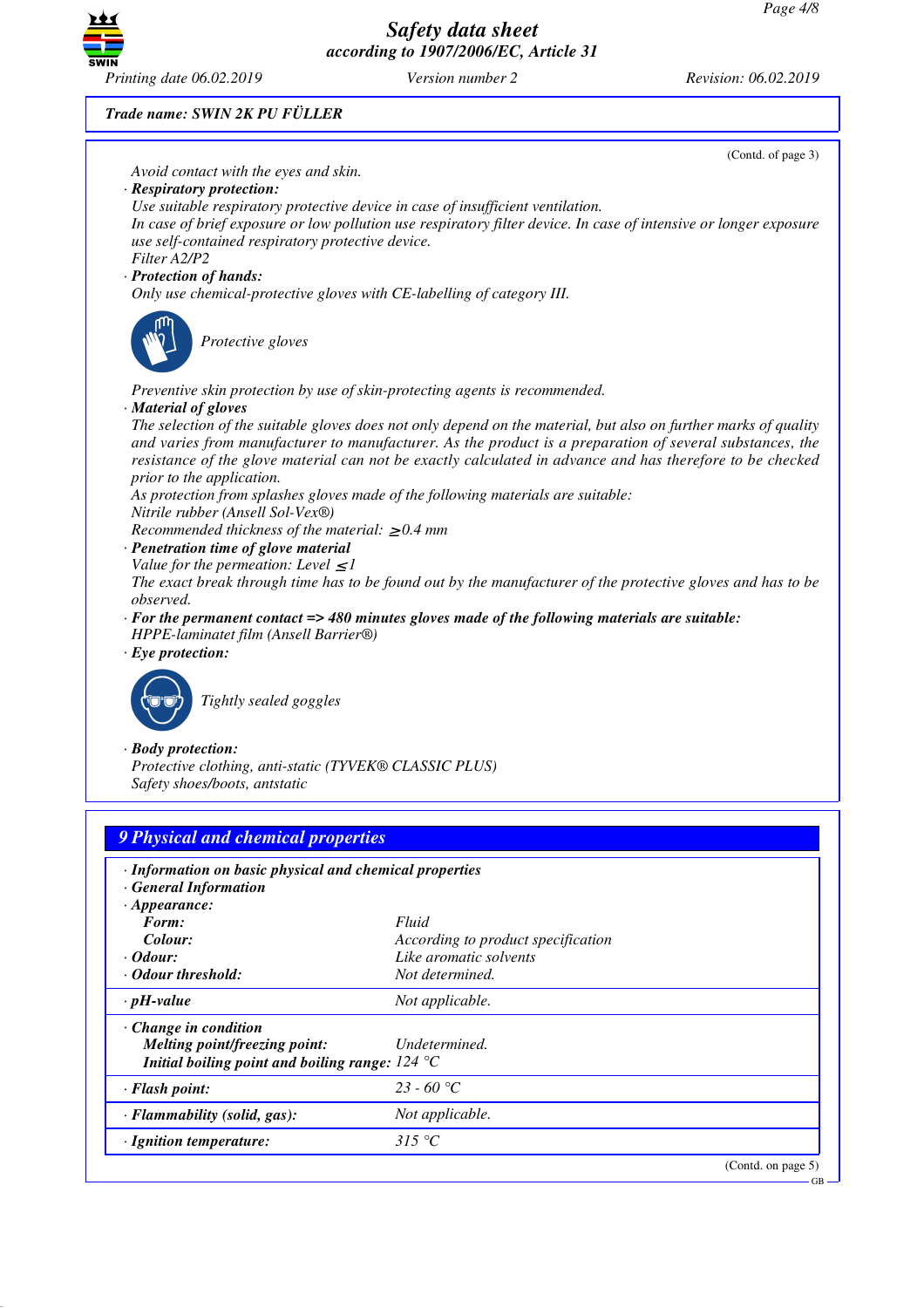**Trade name: SWIN 2K PU FÜLLER**

(Contd. of page 3)

Avoid contact with the eyes and skin.

· **Respiratory protection:**
Use suitable respiratory protective device in case of insufficient ventilation.
In case of brief exposure or low pollution use respiratory filter device. In case of intensive or longer exposure use self-contained respiratory protective device.
Filter A2/P2

· **Protection of hands:**
Only use chemical-protective gloves with CE-labelling of category III.

Protective gloves

Preventive skin protection by use of skin-protecting agents is recommended.

· **Material of gloves**
The selection of the suitable gloves does not only depend on the material, but also on further marks of quality and varies from manufacturer to manufacturer. As the product is a preparation of several substances, the resistance of the glove material can not be exactly calculated in advance and has therefore to be checked prior to the application.
As protection from splashes gloves made of the following materials are suitable:
Nitrile rubber (Ansell Sol-Vex®)
Recommended thickness of the material: $\geq$0.4 mm

· **Penetration time of glove material**
Value for the permeation: Level $\leq$1
The exact break through time has to be found out by the manufacturer of the protective gloves and has to be observed.

· **For the permanent contact => 480 minutes gloves made of the following materials are suitable:**
HPPE-laminatet film (Ansell Barrier®)

· **Eye protection:**

Tightly sealed goggles

· **Body protection:**
Protective clothing, anti-static (TYVEK® CLASSIC PLUS)
Safety shoes/boots, antstatic

## 9 Physical and chemical properties

| | |
|---|---|
| · **Information on basic physical and chemical properties** | |
| · **General Information** | |
| · **Appearance:** | |
| **Form:** | Fluid |
| **Colour:** | According to product specification |
| · **Odour:** | Like aromatic solvents |
| · **Odour threshold:** | Not determined. |
| · **pH-value** | Not applicable. |
| · **Change in condition** | |
| **Melting point/freezing point:** | Undetermined. |
| **Initial boiling point and boiling range:** | 124 °C |
| · **Flash point:** | 23 - 60 °C |
| · **Flammability (solid, gas):** | Not applicable. |
| · **Ignition temperature:** | 315 °C |

(Contd. on page 5)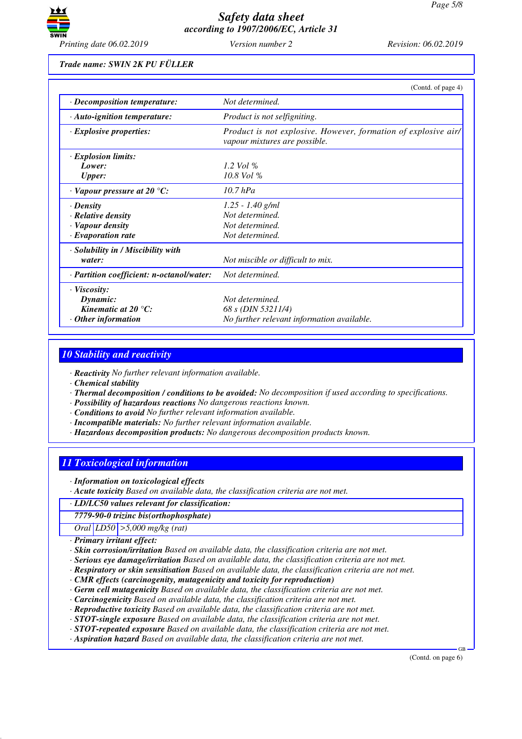*Trade name:* **SWIN 2K PU FÜLLER**

(Contd. of page 4)

| | |
|---|---|
| · **Decomposition temperature:** | Not determined. |
| · **Auto-ignition temperature:** | Product is not selfigniting. |
| · **Explosive properties:** | Product is not explosive. However, formation of explosive air/vapour mixtures are possible. |
| · **Explosion limits:** | |
| **Lower:** | 1.2 Vol % |
| **Upper:** | 10.8 Vol % |
| · **Vapour pressure at 20 °C:** | 10.7 hPa |
| · **Density** | 1.25 - 1.40 g/ml |
| · **Relative density** | Not determined. |
| · **Vapour density** | Not determined. |
| · **Evaporation rate** | Not determined. |
| · **Solubility in / Miscibility with water:** | Not miscible or difficult to mix. |
| · **Partition coefficient: n-octanol/water:** | Not determined. |
| · **Viscosity:** | |
| **Dynamic:** | Not determined. |
| **Kinematic at 20 °C:** | 68 s (DIN 53211/4) |
| · **Other information** | No further relevant information available. |

## 10 Stability and reactivity

- · **Reactivity** No further relevant information available.
- · **Chemical stability**
- · **Thermal decomposition / conditions to be avoided:** No decomposition if used according to specifications.
- · **Possibility of hazardous reactions** No dangerous reactions known.
- · **Conditions to avoid** No further relevant information available.
- · **Incompatible materials:** No further relevant information available.
- · **Hazardous decomposition products:** No dangerous decomposition products known.

## 11 Toxicological information

- · **Information on toxicological effects**
- · **Acute toxicity** Based on available data, the classification criteria are not met.

| · **LD/LC50 values relevant for classification:** | | |
|---|---|---|
| *7779-90-0 trizinc bis(orthophosphate)* | | |
| Oral | LD50 | >5,000 mg/kg (rat) |

- · **Primary irritant effect:**
- · **Skin corrosion/irritation** Based on available data, the classification criteria are not met.
- · **Serious eye damage/irritation** Based on available data, the classification criteria are not met.
- · **Respiratory or skin sensitisation** Based on available data, the classification criteria are not met.
- · **CMR effects (carcinogenity, mutagenicity and toxicity for reproduction)**
- · **Germ cell mutagenicity** Based on available data, the classification criteria are not met.
- · **Carcinogenicity** Based on available data, the classification criteria are not met.
- · **Reproductive toxicity** Based on available data, the classification criteria are not met.
- · **STOT-single exposure** Based on available data, the classification criteria are not met.
- · **STOT-repeated exposure** Based on available data, the classification criteria are not met.
- · **Aspiration hazard** Based on available data, the classification criteria are not met.

(Contd. on page 6)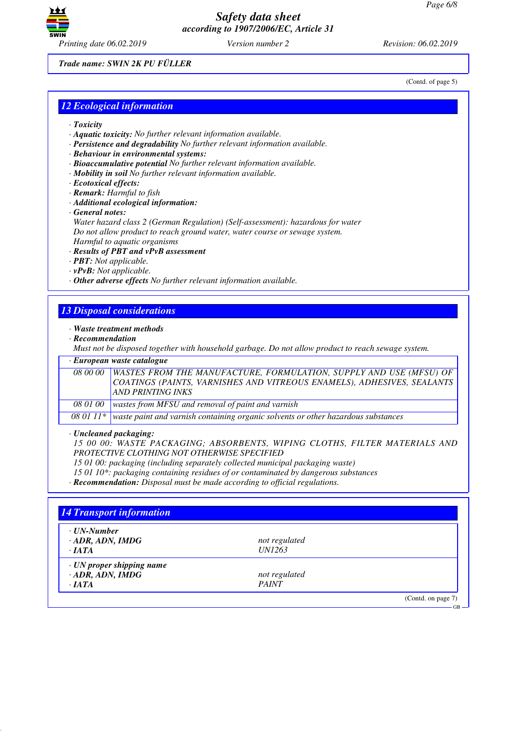Trade name: SWIN 2K PU FÜLLER

(Contd. of page 5)

## 12 Ecological information

- **Toxicity**
- **Aquatic toxicity:** No further relevant information available.
- **Persistence and degradability** No further relevant information available.
- **Behaviour in environmental systems:**
- **Bioaccumulative potential** No further relevant information available.
- **Mobility in soil** No further relevant information available.
- **Ecotoxical effects:**
- **Remark:** Harmful to fish
- **Additional ecological information:**
- **General notes:**
  Water hazard class 2 (German Regulation) (Self-assessment): hazardous for water
  Do not allow product to reach ground water, water course or sewage system.
  Harmful to aquatic organisms
- **Results of PBT and vPvB assessment**
- **PBT:** Not applicable.
- **vPvB:** Not applicable.
- **Other adverse effects** No further relevant information available.

## 13 Disposal considerations

- **Waste treatment methods**
- **Recommendation**
  Must not be disposed together with household garbage. Do not allow product to reach sewage system.

- **European waste catalogue**

| | |
|---|---|
| 08 00 00 | WASTES FROM THE MANUFACTURE, FORMULATION, SUPPLY AND USE (MFSU) OF COATINGS (PAINTS, VARNISHES AND VITREOUS ENAMELS), ADHESIVES, SEALANTS AND PRINTING INKS |
| 08 01 00 | wastes from MFSU and removal of paint and varnish |
| 08 01 11* | waste paint and varnish containing organic solvents or other hazardous substances |

- **Uncleaned packaging:**
  15 00 00: WASTE PACKAGING; ABSORBENTS, WIPING CLOTHS, FILTER MATERIALS AND PROTECTIVE CLOTHING NOT OTHERWISE SPECIFIED
  15 01 00: packaging (including separately collected municipal packaging waste)
  15 01 10*: packaging containing residues of or contaminated by dangerous substances
- **Recommendation:** Disposal must be made according to official regulations.

## 14 Transport information

| | |
|---|---|
| **· UN-Number** | |
| **· ADR, ADN, IMDG** | not regulated |
| **· IATA** | UN1263 |
| **· UN proper shipping name** | |
| **· ADR, ADN, IMDG** | not regulated |
| **· IATA** | PAINT |

(Contd. on page 7)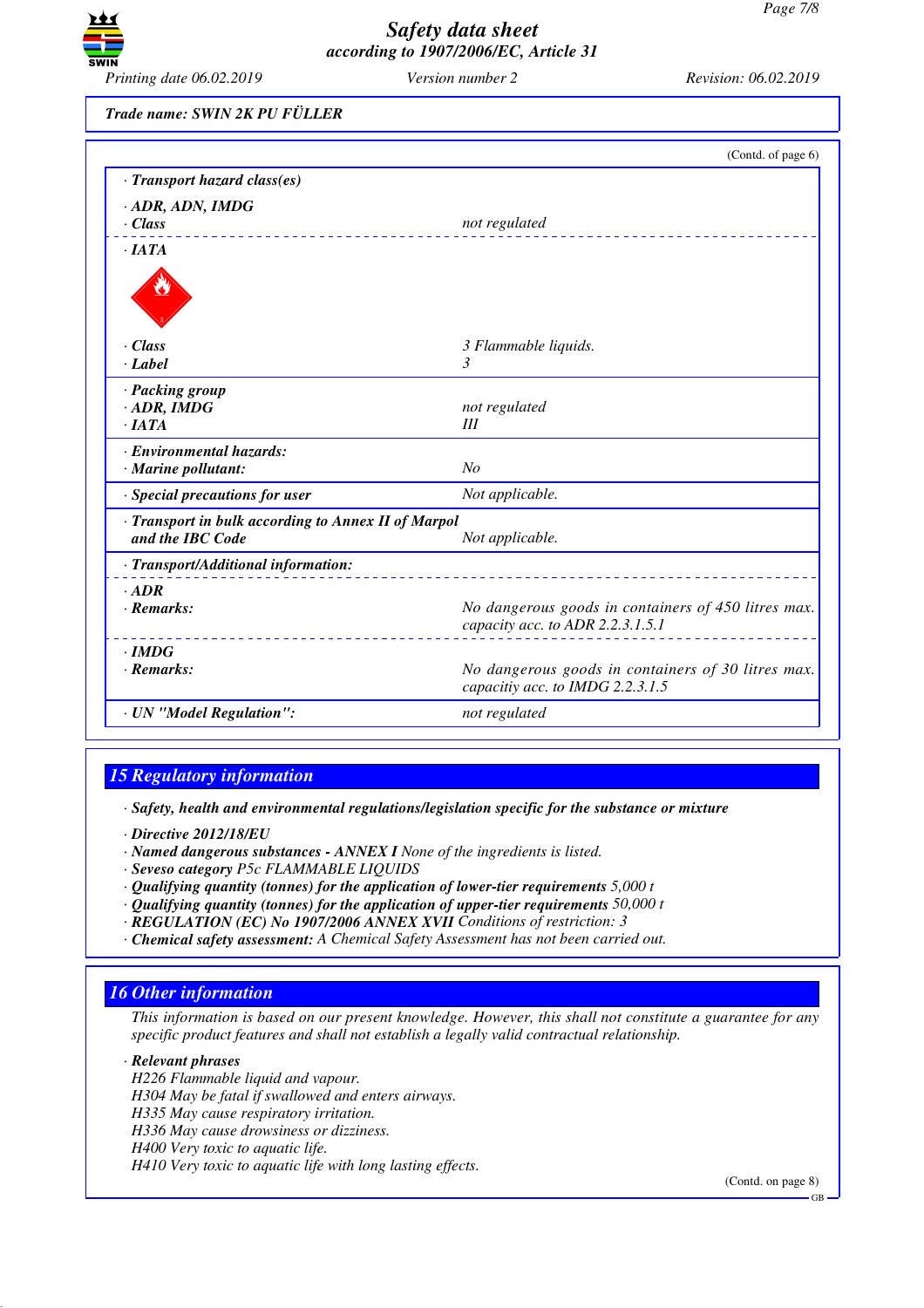Trade name: SWIN 2K PU FÜLLER

(Contd. of page 6)

| | |
|---|---|
| · **Transport hazard class(es)** | |
| · **ADR, ADN, IMDG** | |
| · **Class** | not regulated |
| · **IATA** | |
| · **Class** | 3 Flammable liquids. |
| · **Label** | 3 |
| · **Packing group** | |
| · **ADR, IMDG** | not regulated |
| · **IATA** | III |
| · **Environmental hazards:** | |
| · **Marine pollutant:** | No |
| · **Special precautions for user** | Not applicable. |
| · **Transport in bulk according to Annex II of Marpol and the IBC Code** | Not applicable. |
| · **Transport/Additional information:** | |
| · **ADR** | |
| · **Remarks:** | No dangerous goods in containers of 450 litres max. capacity acc. to ADR 2.2.3.1.5.1 |
| · **IMDG** | |
| · **Remarks:** | No dangerous goods in containers of 30 litres max. capacitiy acc. to IMDG 2.2.3.1.5 |
| · **UN "Model Regulation":** | not regulated |

## 15 Regulatory information

· **Safety, health and environmental regulations/legislation specific for the substance or mixture**

· **Directive 2012/18/EU**
· **Named dangerous substances - ANNEX I** None of the ingredients is listed.
· **Seveso category** P5c FLAMMABLE LIQUIDS
· **Qualifying quantity (tonnes) for the application of lower-tier requirements** 5,000 t
· **Qualifying quantity (tonnes) for the application of upper-tier requirements** 50,000 t
· **REGULATION (EC) No 1907/2006 ANNEX XVII** Conditions of restriction: 3
· **Chemical safety assessment:** A Chemical Safety Assessment has not been carried out.

## 16 Other information

This information is based on our present knowledge. However, this shall not constitute a guarantee for any specific product features and shall not establish a legally valid contractual relationship.

· **Relevant phrases**
H226 Flammable liquid and vapour.
H304 May be fatal if swallowed and enters airways.
H335 May cause respiratory irritation.
H336 May cause drowsiness or dizziness.
H400 Very toxic to aquatic life.
H410 Very toxic to aquatic life with long lasting effects.

(Contd. on page 8)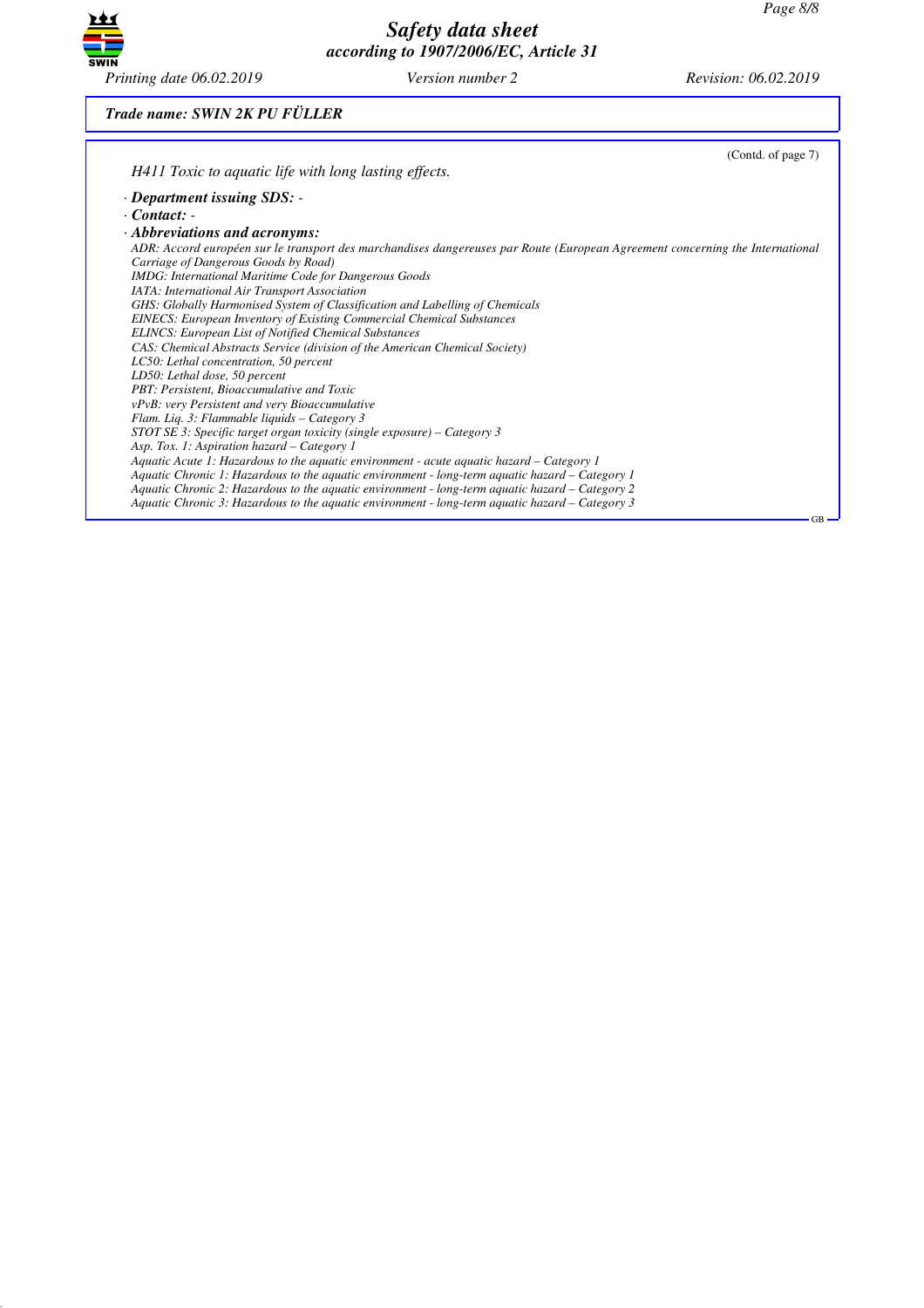*Trade name: SWIN 2K PU FÜLLER*

(Contd. of page 7)

*H411 Toxic to aquatic life with long lasting effects.*

· ***Department issuing SDS:*** -

· ***Contact:*** -

· ***Abbreviations and acronyms:***

*ADR: Accord européen sur le transport des marchandises dangereuses par Route (European Agreement concerning the International Carriage of Dangerous Goods by Road)*
*IMDG: International Maritime Code for Dangerous Goods*
*IATA: International Air Transport Association*
*GHS: Globally Harmonised System of Classification and Labelling of Chemicals*
*EINECS: European Inventory of Existing Commercial Chemical Substances*
*ELINCS: European List of Notified Chemical Substances*
*CAS: Chemical Abstracts Service (division of the American Chemical Society)*
*LC50: Lethal concentration, 50 percent*
*LD50: Lethal dose, 50 percent*
*PBT: Persistent, Bioaccumulative and Toxic*
*vPvB: very Persistent and very Bioaccumulative*
*Flam. Liq. 3: Flammable liquids – Category 3*
*STOT SE 3: Specific target organ toxicity (single exposure) – Category 3*
*Asp. Tox. 1: Aspiration hazard – Category 1*
*Aquatic Acute 1: Hazardous to the aquatic environment - acute aquatic hazard – Category 1*
*Aquatic Chronic 1: Hazardous to the aquatic environment - long-term aquatic hazard – Category 1*
*Aquatic Chronic 2: Hazardous to the aquatic environment - long-term aquatic hazard – Category 2*
*Aquatic Chronic 3: Hazardous to the aquatic environment - long-term aquatic hazard – Category 3*

GB